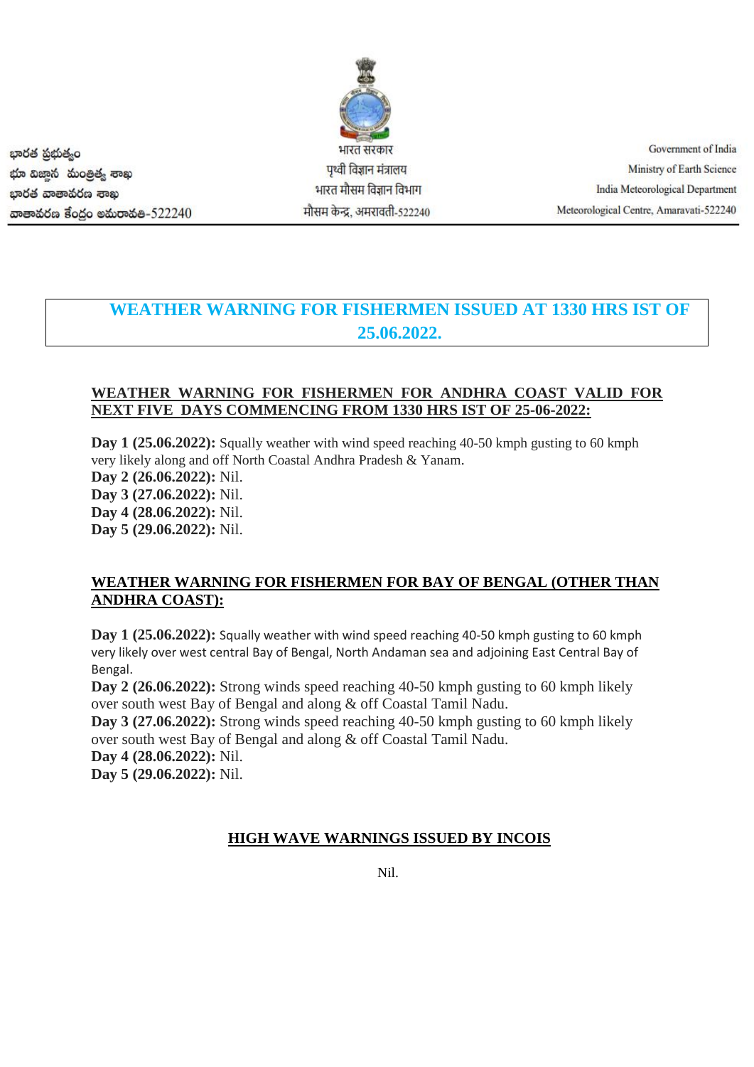భారత ప్రభుత్వం
భూ విజ్ఞాన మంత్రిత్వ శాఖ
భారత వాతావరణ శాఖ
వాతావరణ కేంద్రం అమరావతి-522240

भारत सरकार
पृथ्वी विज्ञान मंत्रालय
भारत मौसम विज्ञान विभाग
मौसम केन्द्र, अमरावती-522240

Government of India
Ministry of Earth Science
India Meteorological Department
Meteorological Centre, Amaravati-522240

# WEATHER WARNING FOR FISHERMEN ISSUED AT 1330 HRS IST OF 25.06.2022.

## WEATHER WARNING FOR FISHERMEN FOR ANDHRA COAST VALID FOR NEXT FIVE DAYS COMMENCING FROM 1330 HRS IST OF 25-06-2022:

**Day 1 (25.06.2022):** Squally weather with wind speed reaching 40-50 kmph gusting to 60 kmph very likely along and off North Coastal Andhra Pradesh & Yanam.
**Day 2 (26.06.2022):** Nil.
**Day 3 (27.06.2022):** Nil.
**Day 4 (28.06.2022):** Nil.
**Day 5 (29.06.2022):** Nil.

## WEATHER WARNING FOR FISHERMEN FOR BAY OF BENGAL (OTHER THAN ANDHRA COAST):

**Day 1 (25.06.2022):** Squally weather with wind speed reaching 40-50 kmph gusting to 60 kmph very likely over west central Bay of Bengal, North Andaman sea and adjoining East Central Bay of Bengal.
**Day 2 (26.06.2022):** Strong winds speed reaching 40-50 kmph gusting to 60 kmph likely over south west Bay of Bengal and along & off Coastal Tamil Nadu.
**Day 3 (27.06.2022):** Strong winds speed reaching 40-50 kmph gusting to 60 kmph likely over south west Bay of Bengal and along & off Coastal Tamil Nadu.
**Day 4 (28.06.2022):** Nil.
**Day 5 (29.06.2022):** Nil.

## HIGH WAVE WARNINGS ISSUED BY INCOIS

Nil.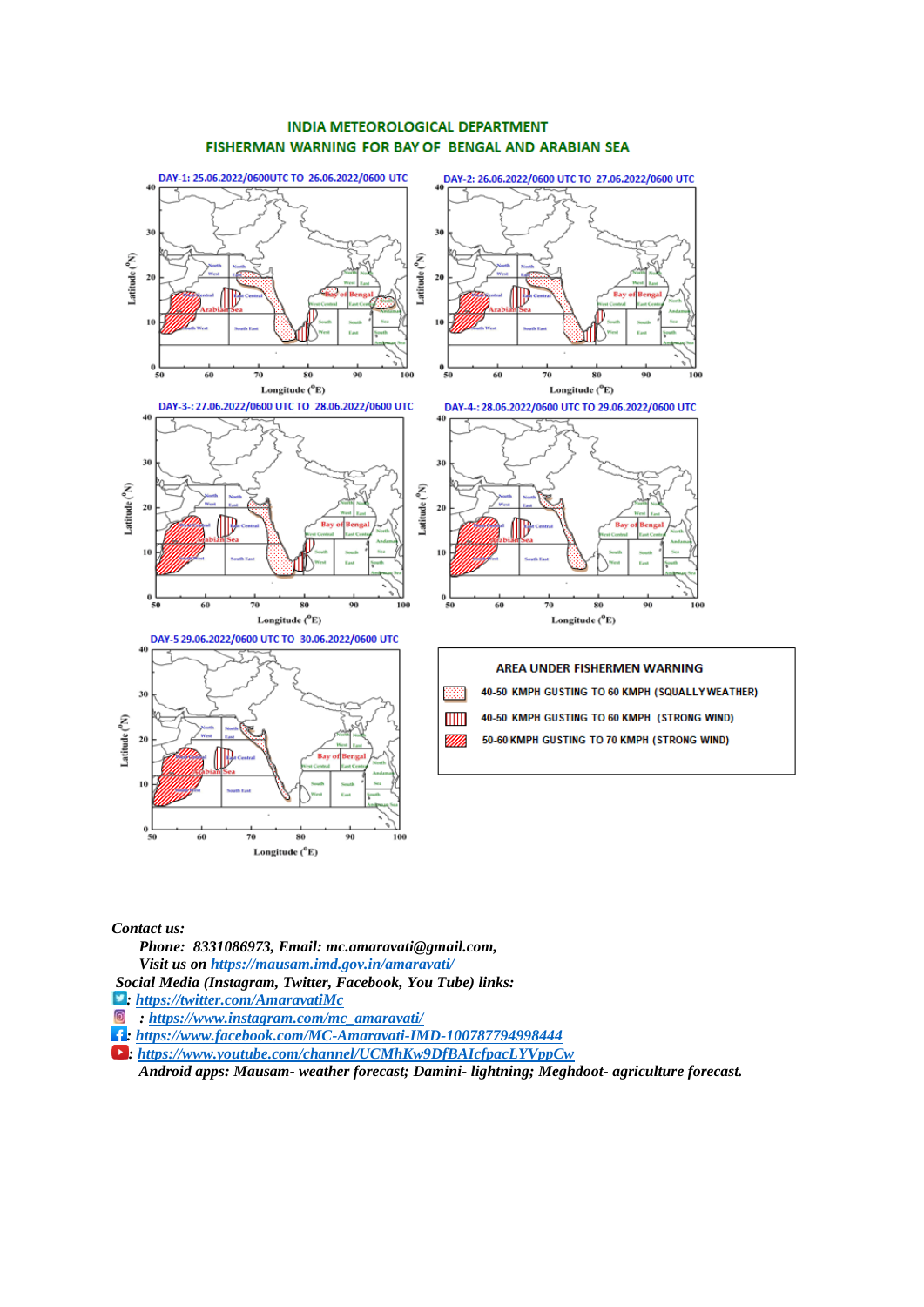# INDIA METEOROLOGICAL DEPARTMENT

## FISHERMAN WARNING FOR BAY OF BENGAL AND ARABIAN SEA

DAY-1: 25.06.2022/0600UTC TO 26.06.2022/0600 UTC

DAY-2: 26.06.2022/0600 UTC TO 27.06.2022/0600 UTC

DAY-3-: 27.06.2022/0600 UTC TO 28.06.2022/0600 UTC

DAY-4-: 28.06.2022/0600 UTC TO 29.06.2022/0600 UTC

DAY-5 29.06.2022/0600 UTC TO 30.06.2022/0600 UTC

Latitude (°N)

Longitude (°E)

**AREA UNDER FISHERMEN WARNING**

- 40-50 KMPH GUSTING TO 60 KMPH (SQUALLY WEATHER)
- 40-50 KMPH GUSTING TO 60 KMPH (STRONG WIND)
- 50-60 KMPH GUSTING TO 70 KMPH (STRONG WIND)

***Contact us:***

***Phone: 8331086973, Email: mc.amaravati@gmail.com,***

***Visit us on https://mausam.imd.gov.in/amaravati/***

***Social Media (Instagram, Twitter, Facebook, You Tube) links:***

***: https://twitter.com/AmaravatiMc***

***: https://www.instagram.com/mc_amaravati/***

***: https://www.facebook.com/MC-Amaravati-IMD-100787794998444***

***: https://www.youtube.com/channel/UCMhKw9DfBAIcfpacLYVppCw***

***Android apps: Mausam- weather forecast; Damini- lightning; Meghdoot- agriculture forecast.***